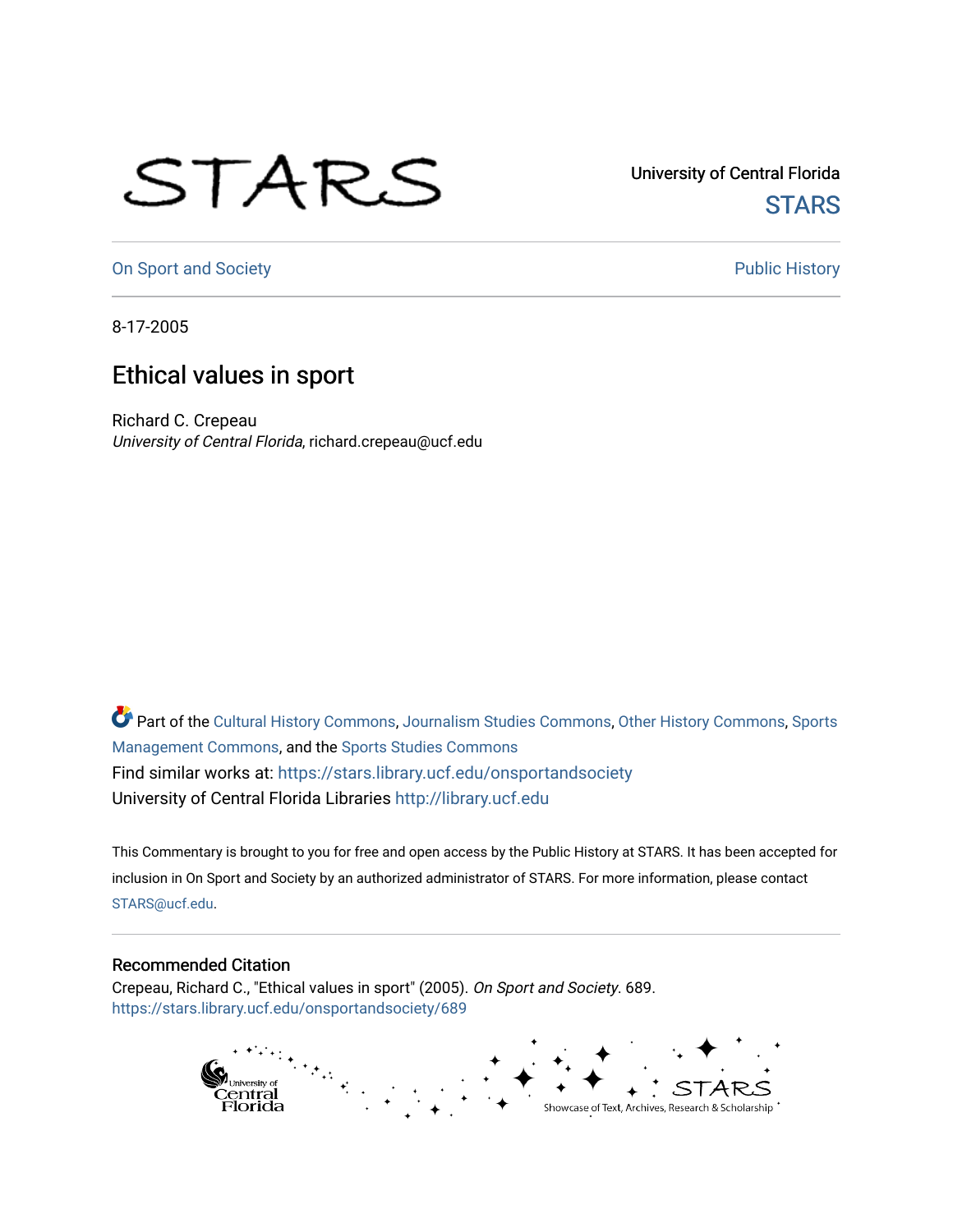University of Central Florida

STARS

On Sport and Society

Public History

8-17-2005

# Ethical values in sport

Richard C. Crepeau
*University of Central Florida*, richard.crepeau@ucf.edu

Part of the Cultural History Commons, Journalism Studies Commons, Other History Commons, Sports Management Commons, and the Sports Studies Commons

Find similar works at: https://stars.library.ucf.edu/onsportandsociety

University of Central Florida Libraries http://library.ucf.edu

This Commentary is brought to you for free and open access by the Public History at STARS. It has been accepted for inclusion in On Sport and Society by an authorized administrator of STARS. For more information, please contact STARS@ucf.edu.

## Recommended Citation

Crepeau, Richard C., "Ethical values in sport" (2005). *On Sport and Society*. 689.
https://stars.library.ucf.edu/onsportandsociety/689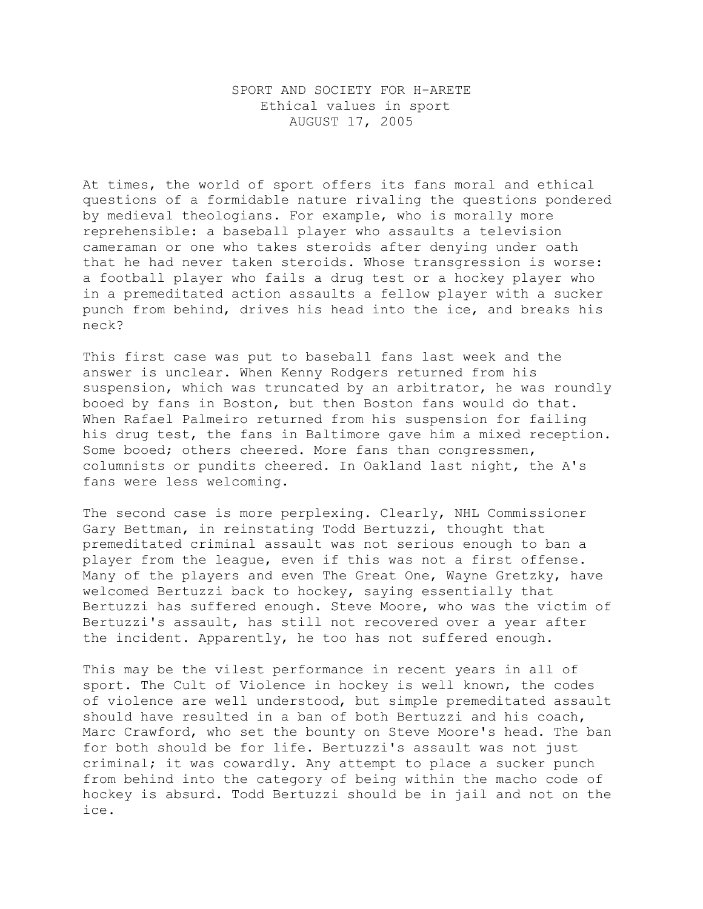SPORT AND SOCIETY FOR H-ARETE
Ethical values in sport
AUGUST 17, 2005

At times, the world of sport offers its fans moral and ethical questions of a formidable nature rivaling the questions pondered by medieval theologians. For example, who is morally more reprehensible: a baseball player who assaults a television cameraman or one who takes steroids after denying under oath that he had never taken steroids. Whose transgression is worse: a football player who fails a drug test or a hockey player who in a premeditated action assaults a fellow player with a sucker punch from behind, drives his head into the ice, and breaks his neck?

This first case was put to baseball fans last week and the answer is unclear. When Kenny Rodgers returned from his suspension, which was truncated by an arbitrator, he was roundly booed by fans in Boston, but then Boston fans would do that. When Rafael Palmeiro returned from his suspension for failing his drug test, the fans in Baltimore gave him a mixed reception. Some booed; others cheered. More fans than congressmen, columnists or pundits cheered. In Oakland last night, the A's fans were less welcoming.

The second case is more perplexing. Clearly, NHL Commissioner Gary Bettman, in reinstating Todd Bertuzzi, thought that premeditated criminal assault was not serious enough to ban a player from the league, even if this was not a first offense. Many of the players and even The Great One, Wayne Gretzky, have welcomed Bertuzzi back to hockey, saying essentially that Bertuzzi has suffered enough. Steve Moore, who was the victim of Bertuzzi's assault, has still not recovered over a year after the incident. Apparently, he too has not suffered enough.

This may be the vilest performance in recent years in all of sport. The Cult of Violence in hockey is well known, the codes of violence are well understood, but simple premeditated assault should have resulted in a ban of both Bertuzzi and his coach, Marc Crawford, who set the bounty on Steve Moore's head. The ban for both should be for life. Bertuzzi's assault was not just criminal; it was cowardly. Any attempt to place a sucker punch from behind into the category of being within the macho code of hockey is absurd. Todd Bertuzzi should be in jail and not on the ice.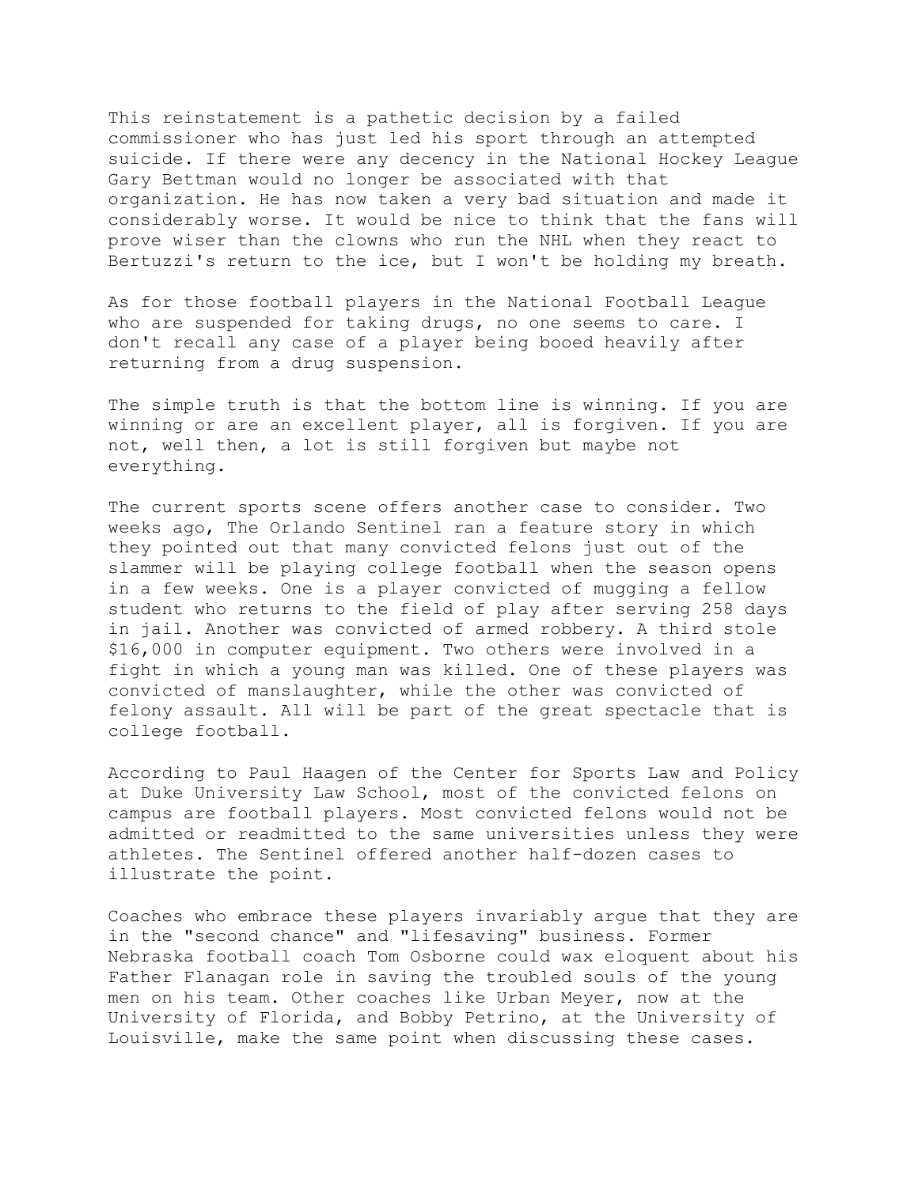This reinstatement is a pathetic decision by a failed commissioner who has just led his sport through an attempted suicide. If there were any decency in the National Hockey League Gary Bettman would no longer be associated with that organization. He has now taken a very bad situation and made it considerably worse. It would be nice to think that the fans will prove wiser than the clowns who run the NHL when they react to Bertuzzi's return to the ice, but I won't be holding my breath.

As for those football players in the National Football League who are suspended for taking drugs, no one seems to care. I don't recall any case of a player being booed heavily after returning from a drug suspension.

The simple truth is that the bottom line is winning. If you are winning or are an excellent player, all is forgiven. If you are not, well then, a lot is still forgiven but maybe not everything.

The current sports scene offers another case to consider. Two weeks ago, The Orlando Sentinel ran a feature story in which they pointed out that many convicted felons just out of the slammer will be playing college football when the season opens in a few weeks. One is a player convicted of mugging a fellow student who returns to the field of play after serving 258 days in jail. Another was convicted of armed robbery. A third stole $16,000 in computer equipment. Two others were involved in a fight in which a young man was killed. One of these players was convicted of manslaughter, while the other was convicted of felony assault. All will be part of the great spectacle that is college football.

According to Paul Haagen of the Center for Sports Law and Policy at Duke University Law School, most of the convicted felons on campus are football players. Most convicted felons would not be admitted or readmitted to the same universities unless they were athletes. The Sentinel offered another half-dozen cases to illustrate the point.

Coaches who embrace these players invariably argue that they are in the "second chance" and "lifesaving" business. Former Nebraska football coach Tom Osborne could wax eloquent about his Father Flanagan role in saving the troubled souls of the young men on his team. Other coaches like Urban Meyer, now at the University of Florida, and Bobby Petrino, at the University of Louisville, make the same point when discussing these cases.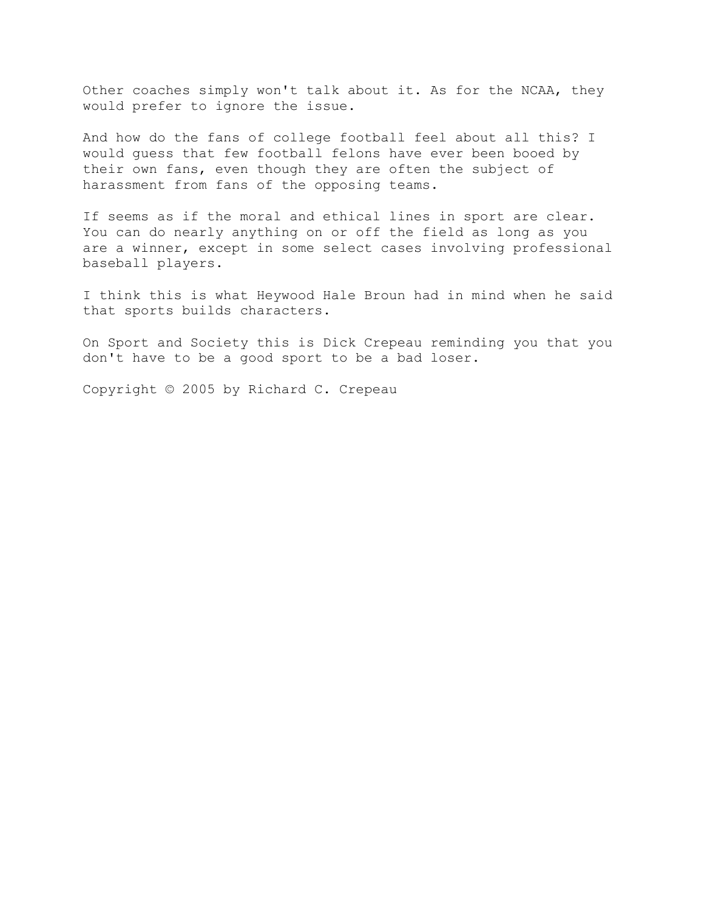Other coaches simply won't talk about it. As for the NCAA, they would prefer to ignore the issue.

And how do the fans of college football feel about all this? I would guess that few football felons have ever been booed by their own fans, even though they are often the subject of harassment from fans of the opposing teams.

If seems as if the moral and ethical lines in sport are clear. You can do nearly anything on or off the field as long as you are a winner, except in some select cases involving professional baseball players.

I think this is what Heywood Hale Broun had in mind when he said that sports builds characters.

On Sport and Society this is Dick Crepeau reminding you that you don't have to be a good sport to be a bad loser.

Copyright © 2005 by Richard C. Crepeau